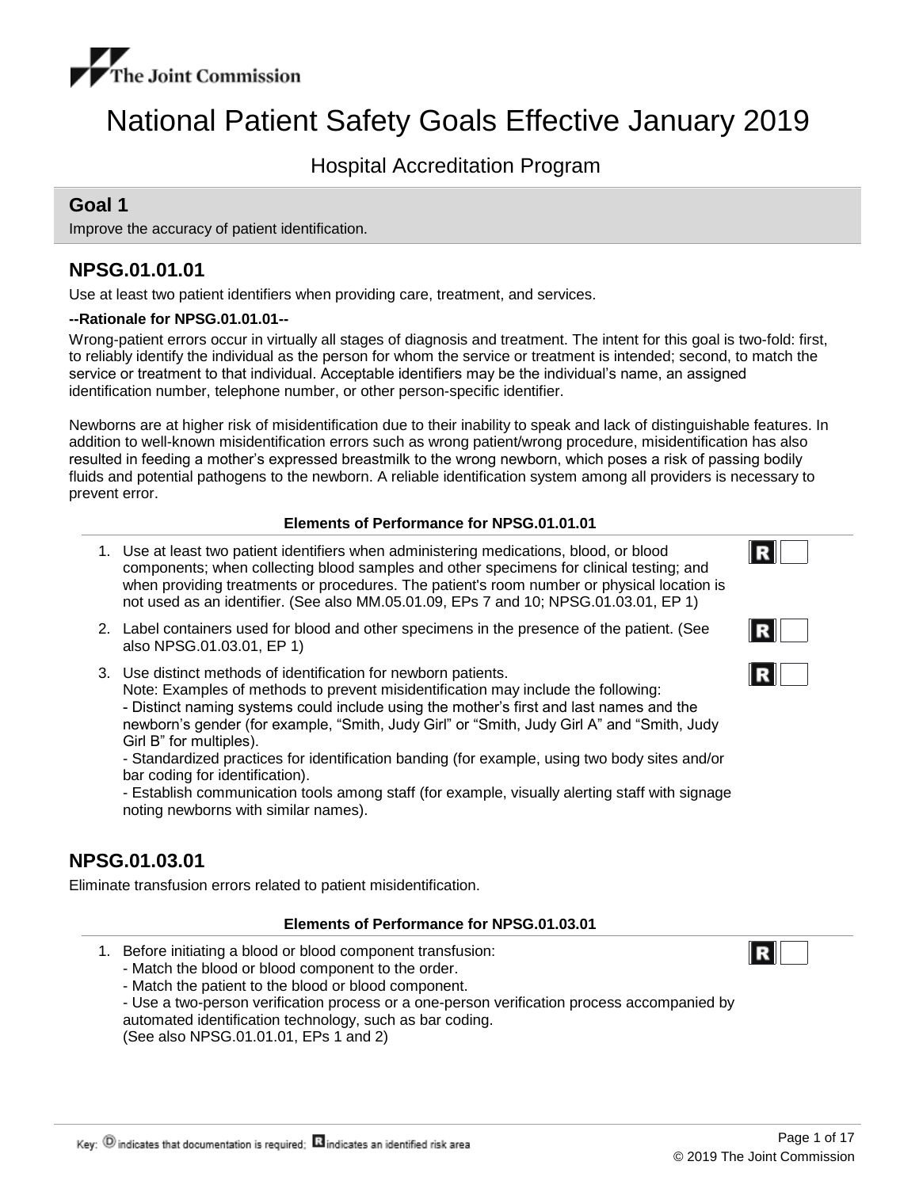The Joint Commission

# National Patient Safety Goals Effective January 2019

## Hospital Accreditation Program

## Goal 1

Improve the accuracy of patient identification.

### NPSG.01.01.01

Use at least two patient identifiers when providing care, treatment, and services.

**--Rationale for NPSG.01.01.01--**

Wrong-patient errors occur in virtually all stages of diagnosis and treatment. The intent for this goal is two-fold: first, to reliably identify the individual as the person for whom the service or treatment is intended; second, to match the service or treatment to that individual. Acceptable identifiers may be the individual's name, an assigned identification number, telephone number, or other person-specific identifier.

Newborns are at higher risk of misidentification due to their inability to speak and lack of distinguishable features. In addition to well-known misidentification errors such as wrong patient/wrong procedure, misidentification has also resulted in feeding a mother's expressed breastmilk to the wrong newborn, which poses a risk of passing bodily fluids and potential pathogens to the newborn. A reliable identification system among all providers is necessary to prevent error.

**Elements of Performance for NPSG.01.01.01**

1. Use at least two patient identifiers when administering medications, blood, or blood components; when collecting blood samples and other specimens for clinical testing; and when providing treatments or procedures. The patient's room number or physical location is not used as an identifier. (See also MM.05.01.09, EPs 7 and 10; NPSG.01.03.01, EP 1) **R**
2. Label containers used for blood and other specimens in the presence of the patient. (See also NPSG.01.03.01, EP 1) **R**
3. Use distinct methods of identification for newborn patients. **R**
   Note: Examples of methods to prevent misidentification may include the following:
   - Distinct naming systems could include using the mother's first and last names and the newborn's gender (for example, "Smith, Judy Girl" or "Smith, Judy Girl A" and "Smith, Judy Girl B" for multiples).
   - Standardized practices for identification banding (for example, using two body sites and/or bar coding for identification).
   - Establish communication tools among staff (for example, visually alerting staff with signage noting newborns with similar names).

### NPSG.01.03.01

Eliminate transfusion errors related to patient misidentification.

**Elements of Performance for NPSG.01.03.01**

1. Before initiating a blood or blood component transfusion: **R**
   - Match the blood or blood component to the order.
   - Match the patient to the blood or blood component.
   - Use a two-person verification process or a one-person verification process accompanied by automated identification technology, such as bar coding.
   (See also NPSG.01.01.01, EPs 1 and 2)

Key: (D) indicates that documentation is required; **R** indicates an identified risk area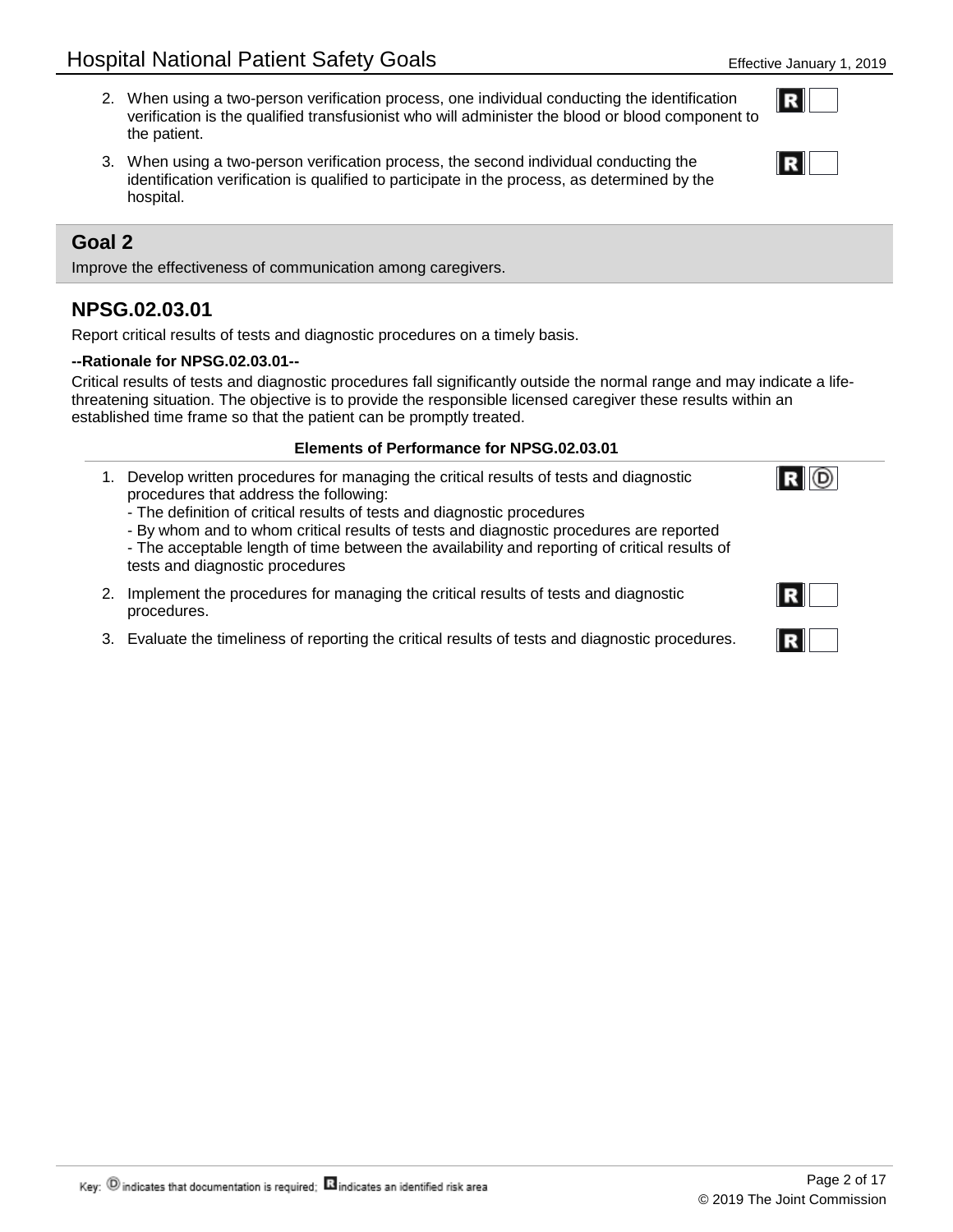2. When using a two-person verification process, one individual conducting the identification verification is the qualified transfusionist who will administer the blood or blood component to the patient. **R**

3. When using a two-person verification process, the second individual conducting the identification verification is qualified to participate in the process, as determined by the hospital. **R**

## Goal 2

Improve the effectiveness of communication among caregivers.

### NPSG.02.03.01

Report critical results of tests and diagnostic procedures on a timely basis.

**--Rationale for NPSG.02.03.01--**

Critical results of tests and diagnostic procedures fall significantly outside the normal range and may indicate a life-threatening situation. The objective is to provide the responsible licensed caregiver these results within an established time frame so that the patient can be promptly treated.

**Elements of Performance for NPSG.02.03.01**

1. Develop written procedures for managing the critical results of tests and diagnostic procedures that address the following: **R** **D**
   - The definition of critical results of tests and diagnostic procedures
   - By whom and to whom critical results of tests and diagnostic procedures are reported
   - The acceptable length of time between the availability and reporting of critical results of tests and diagnostic procedures

2. Implement the procedures for managing the critical results of tests and diagnostic procedures. **R**

3. Evaluate the timeliness of reporting the critical results of tests and diagnostic procedures. **R**

Key: D indicates that documentation is required; R indicates an identified risk area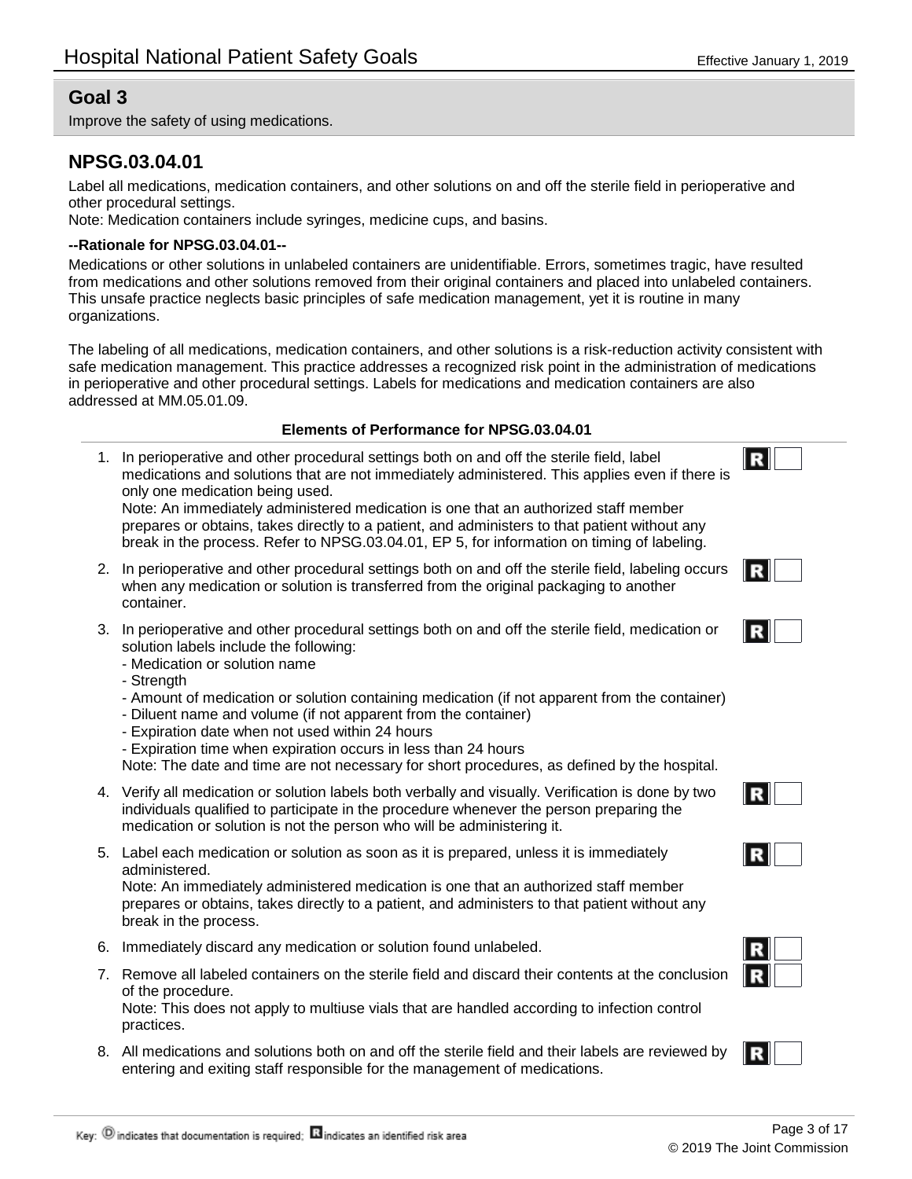## Goal 3

Improve the safety of using medications.

### NPSG.03.04.01

Label all medications, medication containers, and other solutions on and off the sterile field in perioperative and other procedural settings.
Note: Medication containers include syringes, medicine cups, and basins.

**--Rationale for NPSG.03.04.01--**

Medications or other solutions in unlabeled containers are unidentifiable. Errors, sometimes tragic, have resulted from medications and other solutions removed from their original containers and placed into unlabeled containers. This unsafe practice neglects basic principles of safe medication management, yet it is routine in many organizations.

The labeling of all medications, medication containers, and other solutions is a risk-reduction activity consistent with safe medication management. This practice addresses a recognized risk point in the administration of medications in perioperative and other procedural settings. Labels for medications and medication containers are also addressed at MM.05.01.09.

**Elements of Performance for NPSG.03.04.01**

1. In perioperative and other procedural settings both on and off the sterile field, label medications and solutions that are not immediately administered. This applies even if there is only one medication being used. **R**
   Note: An immediately administered medication is one that an authorized staff member prepares or obtains, takes directly to a patient, and administers to that patient without any break in the process. Refer to NPSG.03.04.01, EP 5, for information on timing of labeling.
2. In perioperative and other procedural settings both on and off the sterile field, labeling occurs when any medication or solution is transferred from the original packaging to another container. **R**
3. In perioperative and other procedural settings both on and off the sterile field, medication or solution labels include the following: **R**
   - Medication or solution name
   - Strength
   - Amount of medication or solution containing medication (if not apparent from the container)
   - Diluent name and volume (if not apparent from the container)
   - Expiration date when not used within 24 hours
   - Expiration time when expiration occurs in less than 24 hours

   Note: The date and time are not necessary for short procedures, as defined by the hospital.
4. Verify all medication or solution labels both verbally and visually. Verification is done by two individuals qualified to participate in the procedure whenever the person preparing the medication or solution is not the person who will be administering it. **R**
5. Label each medication or solution as soon as it is prepared, unless it is immediately administered. **R**
   Note: An immediately administered medication is one that an authorized staff member prepares or obtains, takes directly to a patient, and administers to that patient without any break in the process.
6. Immediately discard any medication or solution found unlabeled. **R**
7. Remove all labeled containers on the sterile field and discard their contents at the conclusion of the procedure. **R**
   Note: This does not apply to multiuse vials that are handled according to infection control practices.
8. All medications and solutions both on and off the sterile field and their labels are reviewed by entering and exiting staff responsible for the management of medications. **R**

Key: D indicates that documentation is required; R indicates an identified risk area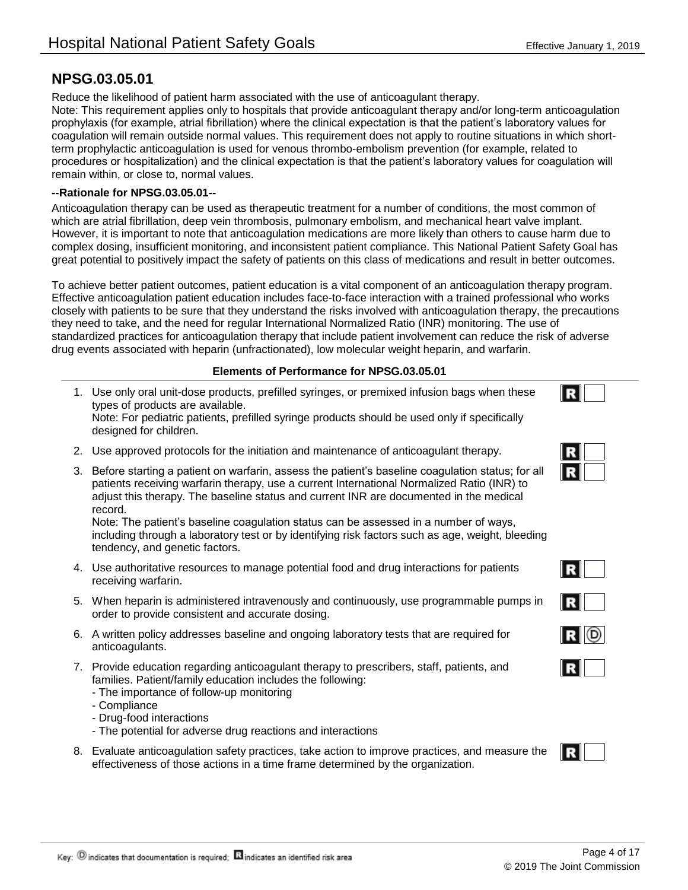## NPSG.03.05.01

Reduce the likelihood of patient harm associated with the use of anticoagulant therapy.
Note: This requirement applies only to hospitals that provide anticoagulant therapy and/or long-term anticoagulation prophylaxis (for example, atrial fibrillation) where the clinical expectation is that the patient's laboratory values for coagulation will remain outside normal values. This requirement does not apply to routine situations in which short-term prophylactic anticoagulation is used for venous thrombo-embolism prevention (for example, related to procedures or hospitalization) and the clinical expectation is that the patient's laboratory values for coagulation will remain within, or close to, normal values.

**--Rationale for NPSG.03.05.01--**

Anticoagulation therapy can be used as therapeutic treatment for a number of conditions, the most common of which are atrial fibrillation, deep vein thrombosis, pulmonary embolism, and mechanical heart valve implant. However, it is important to note that anticoagulation medications are more likely than others to cause harm due to complex dosing, insufficient monitoring, and inconsistent patient compliance. This National Patient Safety Goal has great potential to positively impact the safety of patients on this class of medications and result in better outcomes.

To achieve better patient outcomes, patient education is a vital component of an anticoagulation therapy program. Effective anticoagulation patient education includes face-to-face interaction with a trained professional who works closely with patients to be sure that they understand the risks involved with anticoagulation therapy, the precautions they need to take, and the need for regular International Normalized Ratio (INR) monitoring. The use of standardized practices for anticoagulation therapy that include patient involvement can reduce the risk of adverse drug events associated with heparin (unfractionated), low molecular weight heparin, and warfarin.

**Elements of Performance for NPSG.03.05.01**

1. Use only oral unit-dose products, prefilled syringes, or premixed infusion bags when these types of products are available.
   Note: For pediatric patients, prefilled syringe products should be used only if specifically designed for children. **R**
2. Use approved protocols for the initiation and maintenance of anticoagulant therapy. **R**
3. Before starting a patient on warfarin, assess the patient's baseline coagulation status; for all patients receiving warfarin therapy, use a current International Normalized Ratio (INR) to adjust this therapy. The baseline status and current INR are documented in the medical record.
   Note: The patient's baseline coagulation status can be assessed in a number of ways, including through a laboratory test or by identifying risk factors such as age, weight, bleeding tendency, and genetic factors. **R**
4. Use authoritative resources to manage potential food and drug interactions for patients receiving warfarin. **R**
5. When heparin is administered intravenously and continuously, use programmable pumps in order to provide consistent and accurate dosing. **R**
6. A written policy addresses baseline and ongoing laboratory tests that are required for anticoagulants. **R** **D**
7. Provide education regarding anticoagulant therapy to prescribers, staff, patients, and families. Patient/family education includes the following: **R**
   - The importance of follow-up monitoring
   - Compliance
   - Drug-food interactions
   - The potential for adverse drug reactions and interactions
8. Evaluate anticoagulation safety practices, take action to improve practices, and measure the effectiveness of those actions in a time frame determined by the organization. **R**

Key: D indicates that documentation is required; R indicates an identified risk area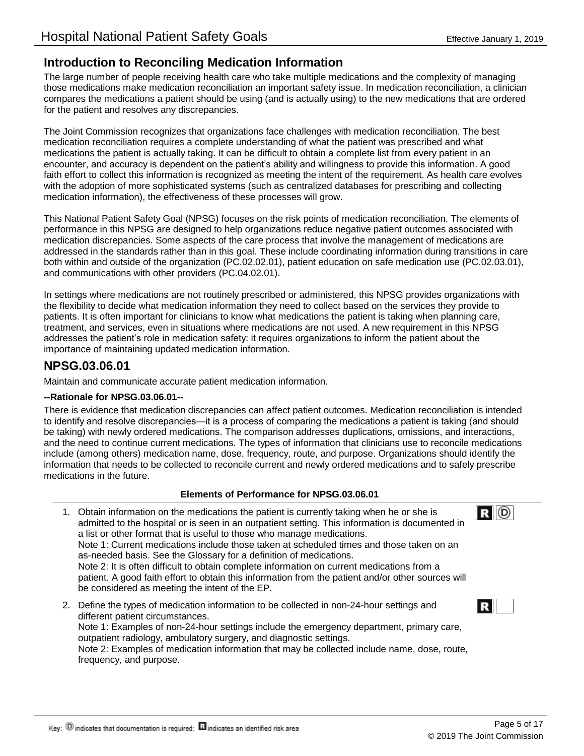## Introduction to Reconciling Medication Information

The large number of people receiving health care who take multiple medications and the complexity of managing those medications make medication reconciliation an important safety issue. In medication reconciliation, a clinician compares the medications a patient should be using (and is actually using) to the new medications that are ordered for the patient and resolves any discrepancies.

The Joint Commission recognizes that organizations face challenges with medication reconciliation. The best medication reconciliation requires a complete understanding of what the patient was prescribed and what medications the patient is actually taking. It can be difficult to obtain a complete list from every patient in an encounter, and accuracy is dependent on the patient's ability and willingness to provide this information. A good faith effort to collect this information is recognized as meeting the intent of the requirement. As health care evolves with the adoption of more sophisticated systems (such as centralized databases for prescribing and collecting medication information), the effectiveness of these processes will grow.

This National Patient Safety Goal (NPSG) focuses on the risk points of medication reconciliation. The elements of performance in this NPSG are designed to help organizations reduce negative patient outcomes associated with medication discrepancies. Some aspects of the care process that involve the management of medications are addressed in the standards rather than in this goal. These include coordinating information during transitions in care both within and outside of the organization (PC.02.02.01), patient education on safe medication use (PC.02.03.01), and communications with other providers (PC.04.02.01).

In settings where medications are not routinely prescribed or administered, this NPSG provides organizations with the flexibility to decide what medication information they need to collect based on the services they provide to patients. It is often important for clinicians to know what medications the patient is taking when planning care, treatment, and services, even in situations where medications are not used. A new requirement in this NPSG addresses the patient's role in medication safety: it requires organizations to inform the patient about the importance of maintaining updated medication information.

## NPSG.03.06.01

Maintain and communicate accurate patient medication information.

**--Rationale for NPSG.03.06.01--**

There is evidence that medication discrepancies can affect patient outcomes. Medication reconciliation is intended to identify and resolve discrepancies—it is a process of comparing the medications a patient is taking (and should be taking) with newly ordered medications. The comparison addresses duplications, omissions, and interactions, and the need to continue current medications. The types of information that clinicians use to reconcile medications include (among others) medication name, dose, frequency, route, and purpose. Organizations should identify the information that needs to be collected to reconcile current and newly ordered medications and to safely prescribe medications in the future.

**Elements of Performance for NPSG.03.06.01**

1. Obtain information on the medications the patient is currently taking when he or she is admitted to the hospital or is seen in an outpatient setting. This information is documented in a list or other format that is useful to those who manage medications. (R) (D)
   Note 1: Current medications include those taken at scheduled times and those taken on an as-needed basis. See the Glossary for a definition of medications.
   Note 2: It is often difficult to obtain complete information on current medications from a patient. A good faith effort to obtain this information from the patient and/or other sources will be considered as meeting the intent of the EP.
2. Define the types of medication information to be collected in non-24-hour settings and different patient circumstances. (R)
   Note 1: Examples of non-24-hour settings include the emergency department, primary care, outpatient radiology, ambulatory surgery, and diagnostic settings.
   Note 2: Examples of medication information that may be collected include name, dose, route, frequency, and purpose.

Key: (D) indicates that documentation is required; (R) indicates an identified risk area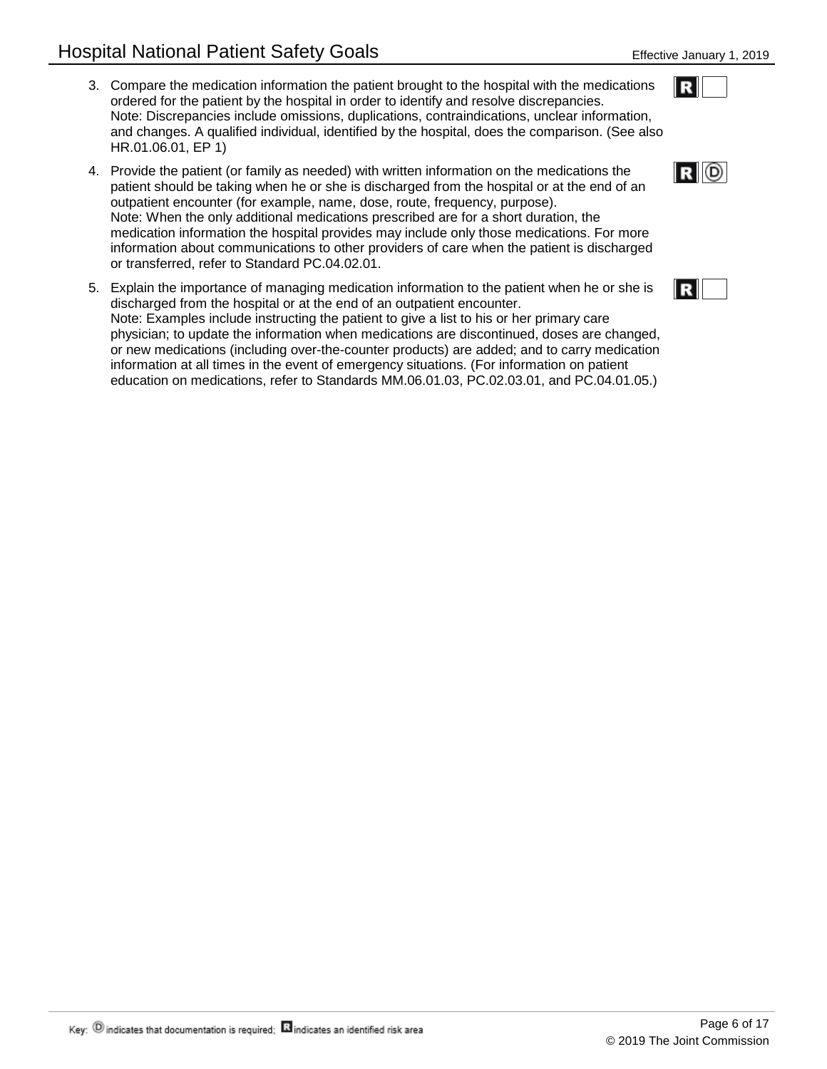3. Compare the medication information the patient brought to the hospital with the medications ordered for the patient by the hospital in order to identify and resolve discrepancies.
   Note: Discrepancies include omissions, duplications, contraindications, unclear information, and changes. A qualified individual, identified by the hospital, does the comparison. (See also HR.01.06.01, EP 1) — R

4. Provide the patient (or family as needed) with written information on the medications the patient should be taking when he or she is discharged from the hospital or at the end of an outpatient encounter (for example, name, dose, route, frequency, purpose).
   Note: When the only additional medications prescribed are for a short duration, the medication information the hospital provides may include only those medications. For more information about communications to other providers of care when the patient is discharged or transferred, refer to Standard PC.04.02.01. — R D

5. Explain the importance of managing medication information to the patient when he or she is discharged from the hospital or at the end of an outpatient encounter.
   Note: Examples include instructing the patient to give a list to his or her primary care physician; to update the information when medications are discontinued, doses are changed, or new medications (including over-the-counter products) are added; and to carry medication information at all times in the event of emergency situations. (For information on patient education on medications, refer to Standards MM.06.01.03, PC.02.03.01, and PC.04.01.05.) — R

Key: D indicates that documentation is required; R indicates an identified risk area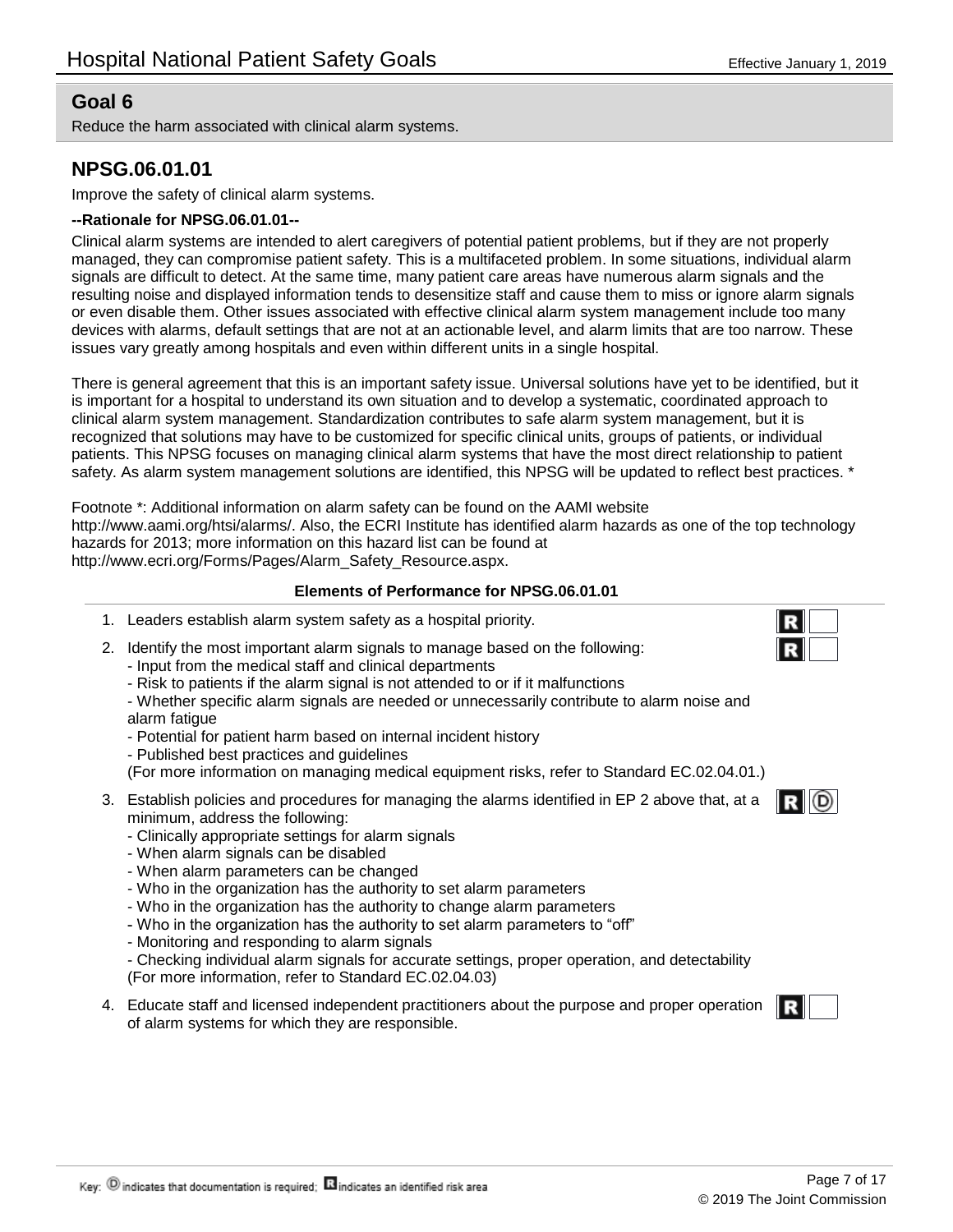## Goal 6

Reduce the harm associated with clinical alarm systems.

### NPSG.06.01.01

Improve the safety of clinical alarm systems.

**--Rationale for NPSG.06.01.01--**

Clinical alarm systems are intended to alert caregivers of potential patient problems, but if they are not properly managed, they can compromise patient safety. This is a multifaceted problem. In some situations, individual alarm signals are difficult to detect. At the same time, many patient care areas have numerous alarm signals and the resulting noise and displayed information tends to desensitize staff and cause them to miss or ignore alarm signals or even disable them. Other issues associated with effective clinical alarm system management include too many devices with alarms, default settings that are not at an actionable level, and alarm limits that are too narrow. These issues vary greatly among hospitals and even within different units in a single hospital.

There is general agreement that this is an important safety issue. Universal solutions have yet to be identified, but it is important for a hospital to understand its own situation and to develop a systematic, coordinated approach to clinical alarm system management. Standardization contributes to safe alarm system management, but it is recognized that solutions may have to be customized for specific clinical units, groups of patients, or individual patients. This NPSG focuses on managing clinical alarm systems that have the most direct relationship to patient safety. As alarm system management solutions are identified, this NPSG will be updated to reflect best practices. *

Footnote *: Additional information on alarm safety can be found on the AAMI website http://www.aami.org/htsi/alarms/. Also, the ECRI Institute has identified alarm hazards as one of the top technology hazards for 2013; more information on this hazard list can be found at http://www.ecri.org/Forms/Pages/Alarm_Safety_Resource.aspx.

**Elements of Performance for NPSG.06.01.01**

1. Leaders establish alarm system safety as a hospital priority. (R)
2. Identify the most important alarm signals to manage based on the following: (R)
   - Input from the medical staff and clinical departments
   - Risk to patients if the alarm signal is not attended to or if it malfunctions
   - Whether specific alarm signals are needed or unnecessarily contribute to alarm noise and alarm fatigue
   - Potential for patient harm based on internal incident history
   - Published best practices and guidelines

   (For more information on managing medical equipment risks, refer to Standard EC.02.04.01.)
3. Establish policies and procedures for managing the alarms identified in EP 2 above that, at a minimum, address the following: (R) (D)
   - Clinically appropriate settings for alarm signals
   - When alarm signals can be disabled
   - When alarm parameters can be changed
   - Who in the organization has the authority to set alarm parameters
   - Who in the organization has the authority to change alarm parameters
   - Who in the organization has the authority to set alarm parameters to "off"
   - Monitoring and responding to alarm signals
   - Checking individual alarm signals for accurate settings, proper operation, and detectability

   (For more information, refer to Standard EC.02.04.03)
4. Educate staff and licensed independent practitioners about the purpose and proper operation of alarm systems for which they are responsible. (R)

Key: (D) indicates that documentation is required; (R) indicates an identified risk area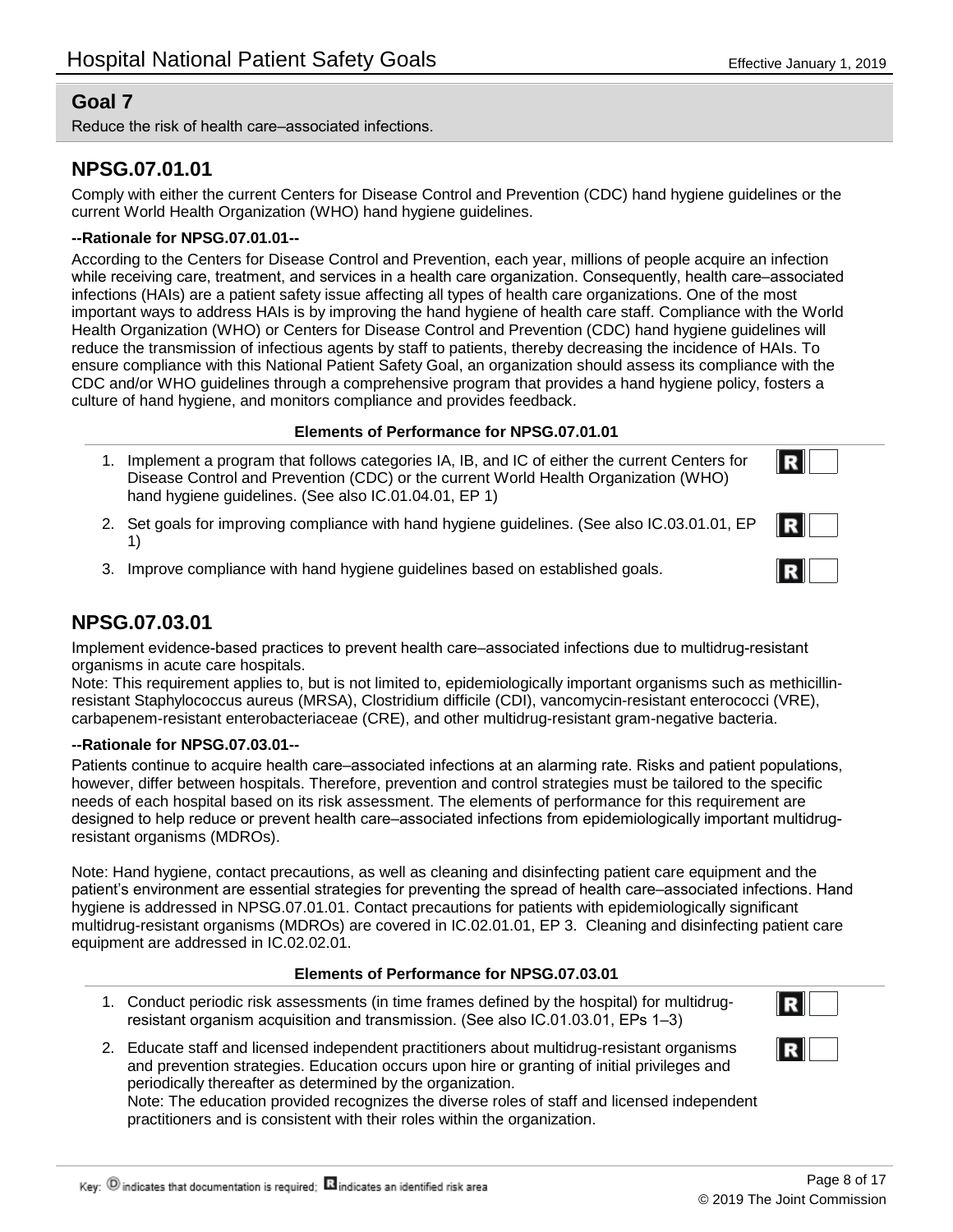## Goal 7

Reduce the risk of health care–associated infections.

## NPSG.07.01.01

Comply with either the current Centers for Disease Control and Prevention (CDC) hand hygiene guidelines or the current World Health Organization (WHO) hand hygiene guidelines.

**--Rationale for NPSG.07.01.01--**

According to the Centers for Disease Control and Prevention, each year, millions of people acquire an infection while receiving care, treatment, and services in a health care organization. Consequently, health care–associated infections (HAIs) are a patient safety issue affecting all types of health care organizations. One of the most important ways to address HAIs is by improving the hand hygiene of health care staff. Compliance with the World Health Organization (WHO) or Centers for Disease Control and Prevention (CDC) hand hygiene guidelines will reduce the transmission of infectious agents by staff to patients, thereby decreasing the incidence of HAIs. To ensure compliance with this National Patient Safety Goal, an organization should assess its compliance with the CDC and/or WHO guidelines through a comprehensive program that provides a hand hygiene policy, fosters a culture of hand hygiene, and monitors compliance and provides feedback.

**Elements of Performance for NPSG.07.01.01**

1. Implement a program that follows categories IA, IB, and IC of either the current Centers for Disease Control and Prevention (CDC) or the current World Health Organization (WHO) hand hygiene guidelines. (See also IC.01.04.01, EP 1) **R**
2. Set goals for improving compliance with hand hygiene guidelines. (See also IC.03.01.01, EP 1) **R**
3. Improve compliance with hand hygiene guidelines based on established goals. **R**

## NPSG.07.03.01

Implement evidence-based practices to prevent health care–associated infections due to multidrug-resistant organisms in acute care hospitals.
Note: This requirement applies to, but is not limited to, epidemiologically important organisms such as methicillin-resistant Staphylococcus aureus (MRSA), Clostridium difficile (CDI), vancomycin-resistant enterococci (VRE), carbapenem-resistant enterobacteriaceae (CRE), and other multidrug-resistant gram-negative bacteria.

**--Rationale for NPSG.07.03.01--**

Patients continue to acquire health care–associated infections at an alarming rate. Risks and patient populations, however, differ between hospitals. Therefore, prevention and control strategies must be tailored to the specific needs of each hospital based on its risk assessment. The elements of performance for this requirement are designed to help reduce or prevent health care–associated infections from epidemiologically important multidrug-resistant organisms (MDROs).

Note: Hand hygiene, contact precautions, as well as cleaning and disinfecting patient care equipment and the patient's environment are essential strategies for preventing the spread of health care–associated infections. Hand hygiene is addressed in NPSG.07.01.01. Contact precautions for patients with epidemiologically significant multidrug-resistant organisms (MDROs) are covered in IC.02.01.01, EP 3. Cleaning and disinfecting patient care equipment are addressed in IC.02.02.01.

**Elements of Performance for NPSG.07.03.01**

1. Conduct periodic risk assessments (in time frames defined by the hospital) for multidrug-resistant organism acquisition and transmission. (See also IC.01.03.01, EPs 1–3) **R**
2. Educate staff and licensed independent practitioners about multidrug-resistant organisms and prevention strategies. Education occurs upon hire or granting of initial privileges and periodically thereafter as determined by the organization. **R**
   Note: The education provided recognizes the diverse roles of staff and licensed independent practitioners and is consistent with their roles within the organization.

Key: D indicates that documentation is required; R indicates an identified risk area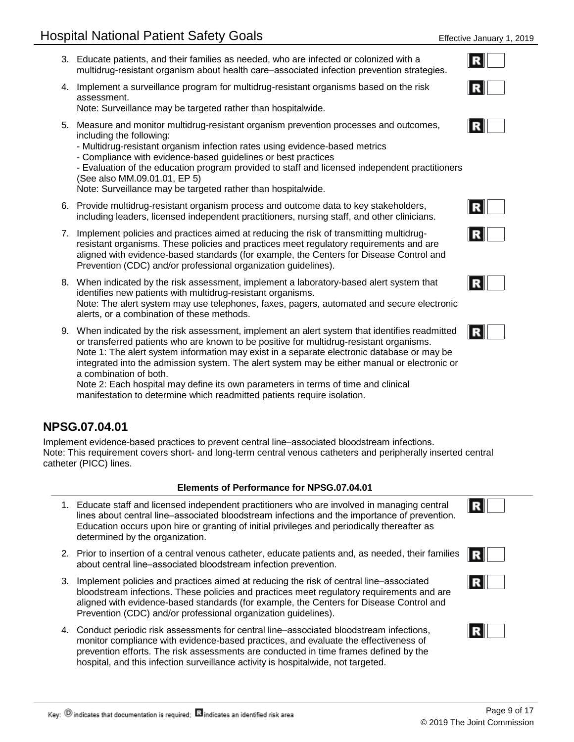3. Educate patients, and their families as needed, who are infected or colonized with a multidrug-resistant organism about health care–associated infection prevention strategies. **R**

4. Implement a surveillance program for multidrug-resistant organisms based on the risk assessment. **R**
   Note: Surveillance may be targeted rather than hospitalwide.

5. Measure and monitor multidrug-resistant organism prevention processes and outcomes, including the following: **R**
   - Multidrug-resistant organism infection rates using evidence-based metrics
   - Compliance with evidence-based guidelines or best practices
   - Evaluation of the education program provided to staff and licensed independent practitioners
   (See also MM.09.01.01, EP 5)
   Note: Surveillance may be targeted rather than hospitalwide.

6. Provide multidrug-resistant organism process and outcome data to key stakeholders, including leaders, licensed independent practitioners, nursing staff, and other clinicians. **R**

7. Implement policies and practices aimed at reducing the risk of transmitting multidrug-resistant organisms. These policies and practices meet regulatory requirements and are aligned with evidence-based standards (for example, the Centers for Disease Control and Prevention (CDC) and/or professional organization guidelines). **R**

8. When indicated by the risk assessment, implement a laboratory-based alert system that identifies new patients with multidrug-resistant organisms. **R**
   Note: The alert system may use telephones, faxes, pagers, automated and secure electronic alerts, or a combination of these methods.

9. When indicated by the risk assessment, implement an alert system that identifies readmitted or transferred patients who are known to be positive for multidrug-resistant organisms. **R**
   Note 1: The alert system information may exist in a separate electronic database or may be integrated into the admission system. The alert system may be either manual or electronic or a combination of both.
   Note 2: Each hospital may define its own parameters in terms of time and clinical manifestation to determine which readmitted patients require isolation.

## NPSG.07.04.01

Implement evidence-based practices to prevent central line–associated bloodstream infections.
Note: This requirement covers short- and long-term central venous catheters and peripherally inserted central catheter (PICC) lines.

**Elements of Performance for NPSG.07.04.01**

1. Educate staff and licensed independent practitioners who are involved in managing central lines about central line–associated bloodstream infections and the importance of prevention. Education occurs upon hire or granting of initial privileges and periodically thereafter as determined by the organization. **R**

2. Prior to insertion of a central venous catheter, educate patients and, as needed, their families about central line–associated bloodstream infection prevention. **R**

3. Implement policies and practices aimed at reducing the risk of central line–associated bloodstream infections. These policies and practices meet regulatory requirements and are aligned with evidence-based standards (for example, the Centers for Disease Control and Prevention (CDC) and/or professional organization guidelines). **R**

4. Conduct periodic risk assessments for central line–associated bloodstream infections, monitor compliance with evidence-based practices, and evaluate the effectiveness of prevention efforts. The risk assessments are conducted in time frames defined by the hospital, and this infection surveillance activity is hospitalwide, not targeted. **R**

Key: D indicates that documentation is required; R indicates an identified risk area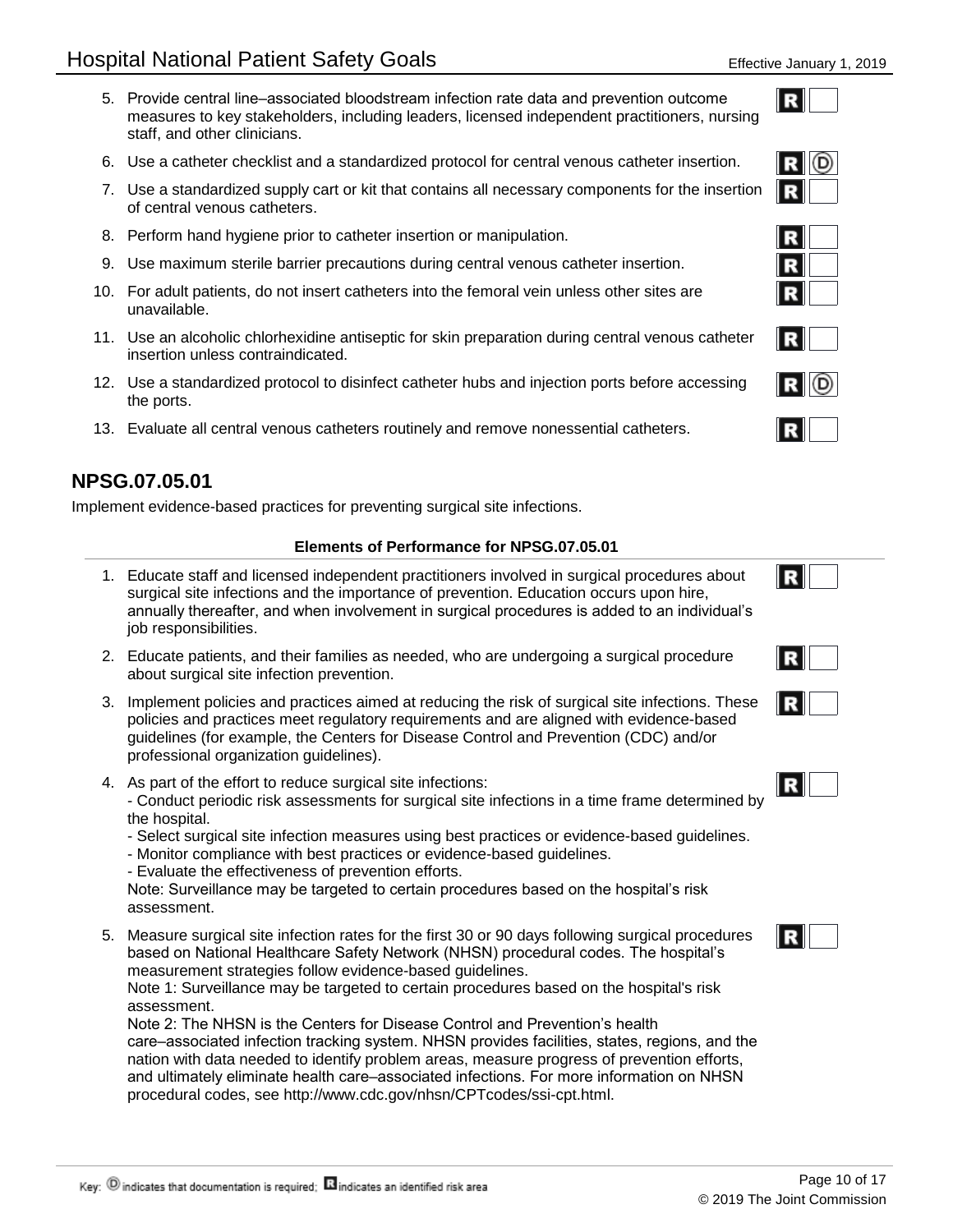5. Provide central line–associated bloodstream infection rate data and prevention outcome measures to key stakeholders, including leaders, licensed independent practitioners, nursing staff, and other clinicians. R

6. Use a catheter checklist and a standardized protocol for central venous catheter insertion. R D

7. Use a standardized supply cart or kit that contains all necessary components for the insertion of central venous catheters. R

8. Perform hand hygiene prior to catheter insertion or manipulation. R

9. Use maximum sterile barrier precautions during central venous catheter insertion. R

10. For adult patients, do not insert catheters into the femoral vein unless other sites are unavailable. R

11. Use an alcoholic chlorhexidine antiseptic for skin preparation during central venous catheter insertion unless contraindicated. R

12. Use a standardized protocol to disinfect catheter hubs and injection ports before accessing the ports. R D

13. Evaluate all central venous catheters routinely and remove nonessential catheters. R

## NPSG.07.05.01

Implement evidence-based practices for preventing surgical site infections.

**Elements of Performance for NPSG.07.05.01**

1. Educate staff and licensed independent practitioners involved in surgical procedures about surgical site infections and the importance of prevention. Education occurs upon hire, annually thereafter, and when involvement in surgical procedures is added to an individual's job responsibilities. R

2. Educate patients, and their families as needed, who are undergoing a surgical procedure about surgical site infection prevention. R

3. Implement policies and practices aimed at reducing the risk of surgical site infections. These policies and practices meet regulatory requirements and are aligned with evidence-based guidelines (for example, the Centers for Disease Control and Prevention (CDC) and/or professional organization guidelines). R

4. As part of the effort to reduce surgical site infections: R
   - Conduct periodic risk assessments for surgical site infections in a time frame determined by the hospital.
   - Select surgical site infection measures using best practices or evidence-based guidelines.
   - Monitor compliance with best practices or evidence-based guidelines.
   - Evaluate the effectiveness of prevention efforts.

   Note: Surveillance may be targeted to certain procedures based on the hospital's risk assessment.

5. Measure surgical site infection rates for the first 30 or 90 days following surgical procedures based on National Healthcare Safety Network (NHSN) procedural codes. The hospital's measurement strategies follow evidence-based guidelines. R

   Note 1: Surveillance may be targeted to certain procedures based on the hospital's risk assessment.

   Note 2: The NHSN is the Centers for Disease Control and Prevention's health care–associated infection tracking system. NHSN provides facilities, states, regions, and the nation with data needed to identify problem areas, measure progress of prevention efforts, and ultimately eliminate health care–associated infections. For more information on NHSN procedural codes, see http://www.cdc.gov/nhsn/CPTcodes/ssi-cpt.html.

Key: D indicates that documentation is required; R indicates an identified risk area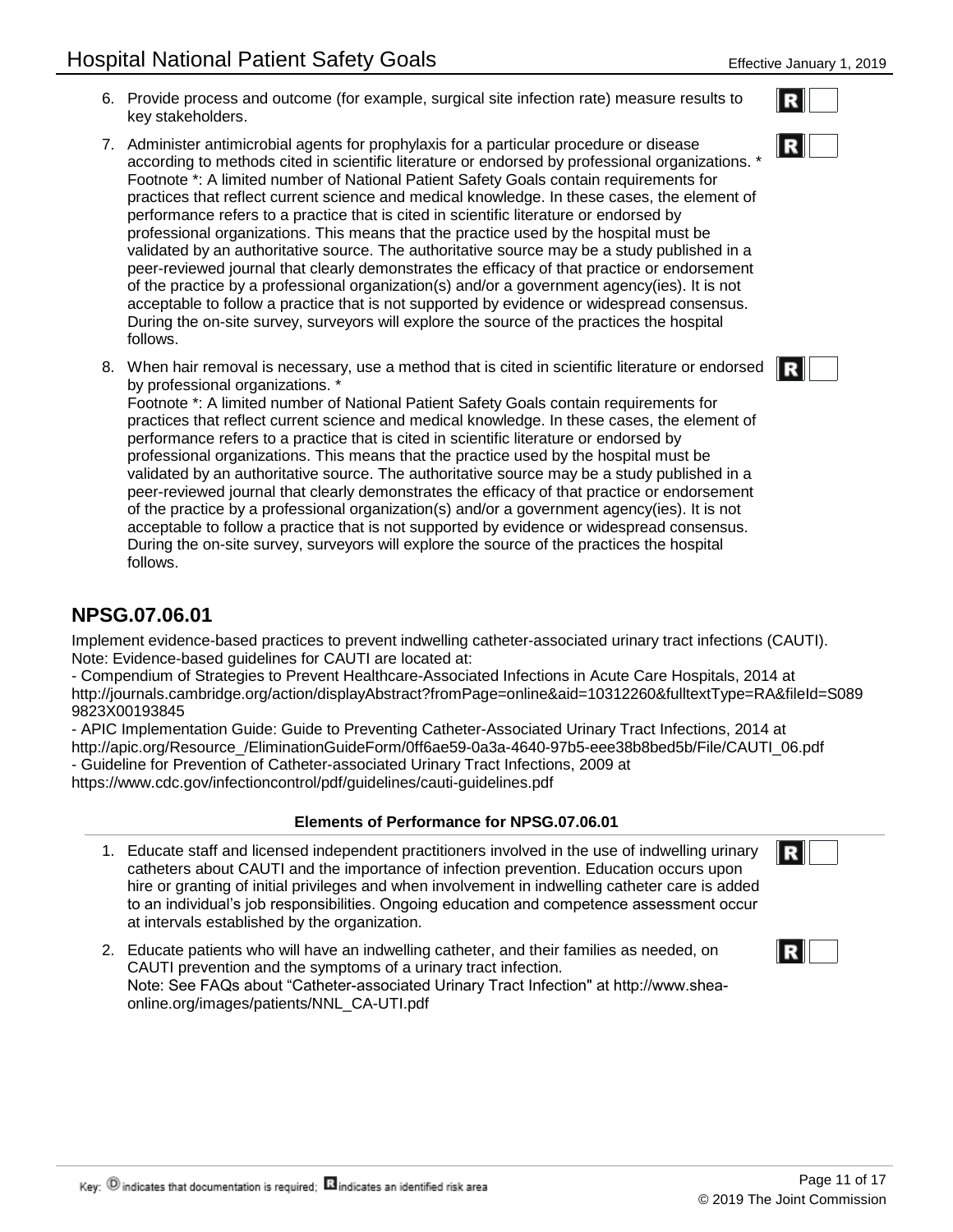6. Provide process and outcome (for example, surgical site infection rate) measure results to key stakeholders. R

7. Administer antimicrobial agents for prophylaxis for a particular procedure or disease according to methods cited in scientific literature or endorsed by professional organizations. *
Footnote *: A limited number of National Patient Safety Goals contain requirements for practices that reflect current science and medical knowledge. In these cases, the element of performance refers to a practice that is cited in scientific literature or endorsed by professional organizations. This means that the practice used by the hospital must be validated by an authoritative source. The authoritative source may be a study published in a peer-reviewed journal that clearly demonstrates the efficacy of that practice or endorsement of the practice by a professional organization(s) and/or a government agency(ies). It is not acceptable to follow a practice that is not supported by evidence or widespread consensus. During the on-site survey, surveyors will explore the source of the practices the hospital follows. R

8. When hair removal is necessary, use a method that is cited in scientific literature or endorsed by professional organizations. *
Footnote *: A limited number of National Patient Safety Goals contain requirements for practices that reflect current science and medical knowledge. In these cases, the element of performance refers to a practice that is cited in scientific literature or endorsed by professional organizations. This means that the practice used by the hospital must be validated by an authoritative source. The authoritative source may be a study published in a peer-reviewed journal that clearly demonstrates the efficacy of that practice or endorsement of the practice by a professional organization(s) and/or a government agency(ies). It is not acceptable to follow a practice that is not supported by evidence or widespread consensus. During the on-site survey, surveyors will explore the source of the practices the hospital follows. R

## NPSG.07.06.01

Implement evidence-based practices to prevent indwelling catheter-associated urinary tract infections (CAUTI).
Note: Evidence-based guidelines for CAUTI are located at:
- Compendium of Strategies to Prevent Healthcare-Associated Infections in Acute Care Hospitals, 2014 at http://journals.cambridge.org/action/displayAbstract?fromPage=online&aid=10312260&fulltextType=RA&fileId=S0899823X00193845
- APIC Implementation Guide: Guide to Preventing Catheter-Associated Urinary Tract Infections, 2014 at http://apic.org/Resource_/EliminationGuideForm/0ff6ae59-0a3a-4640-97b5-eee38b8bed5b/File/CAUTI_06.pdf
- Guideline for Prevention of Catheter-associated Urinary Tract Infections, 2009 at https://www.cdc.gov/infectioncontrol/pdf/guidelines/cauti-guidelines.pdf

**Elements of Performance for NPSG.07.06.01**

1. Educate staff and licensed independent practitioners involved in the use of indwelling urinary catheters about CAUTI and the importance of infection prevention. Education occurs upon hire or granting of initial privileges and when involvement in indwelling catheter care is added to an individual's job responsibilities. Ongoing education and competence assessment occur at intervals established by the organization. R

2. Educate patients who will have an indwelling catheter, and their families as needed, on CAUTI prevention and the symptoms of a urinary tract infection.
Note: See FAQs about "Catheter-associated Urinary Tract Infection" at http://www.shea-online.org/images/patients/NNL_CA-UTI.pdf R

Key: D indicates that documentation is required; R indicates an identified risk area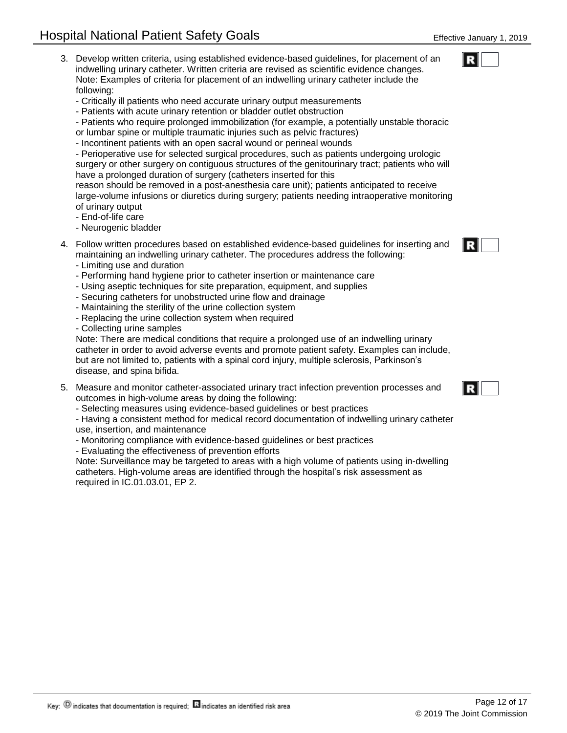3. Develop written criteria, using established evidence-based guidelines, for placement of an indwelling urinary catheter. Written criteria are revised as scientific evidence changes. Note: Examples of criteria for placement of an indwelling urinary catheter include the following:
   - Critically ill patients who need accurate urinary output measurements
   - Patients with acute urinary retention or bladder outlet obstruction
   - Patients who require prolonged immobilization (for example, a potentially unstable thoracic or lumbar spine or multiple traumatic injuries such as pelvic fractures)
   - Incontinent patients with an open sacral wound or perineal wounds
   - Perioperative use for selected surgical procedures, such as patients undergoing urologic surgery or other surgery on contiguous structures of the genitourinary tract; patients who will have a prolonged duration of surgery (catheters inserted for this reason should be removed in a post-anesthesia care unit); patients anticipated to receive large-volume infusions or diuretics during surgery; patients needing intraoperative monitoring of urinary output
   - End-of-life care
   - Neurogenic bladder

   R

4. Follow written procedures based on established evidence-based guidelines for inserting and maintaining an indwelling urinary catheter. The procedures address the following:
   - Limiting use and duration
   - Performing hand hygiene prior to catheter insertion or maintenance care
   - Using aseptic techniques for site preparation, equipment, and supplies
   - Securing catheters for unobstructed urine flow and drainage
   - Maintaining the sterility of the urine collection system
   - Replacing the urine collection system when required
   - Collecting urine samples

   Note: There are medical conditions that require a prolonged use of an indwelling urinary catheter in order to avoid adverse events and promote patient safety. Examples can include, but are not limited to, patients with a spinal cord injury, multiple sclerosis, Parkinson's disease, and spina bifida.

   R

5. Measure and monitor catheter-associated urinary tract infection prevention processes and outcomes in high-volume areas by doing the following:
   - Selecting measures using evidence-based guidelines or best practices
   - Having a consistent method for medical record documentation of indwelling urinary catheter use, insertion, and maintenance
   - Monitoring compliance with evidence-based guidelines or best practices
   - Evaluating the effectiveness of prevention efforts

   Note: Surveillance may be targeted to areas with a high volume of patients using in-dwelling catheters. High-volume areas are identified through the hospital's risk assessment as required in IC.01.03.01, EP 2.

   R

Key: D indicates that documentation is required; R indicates an identified risk area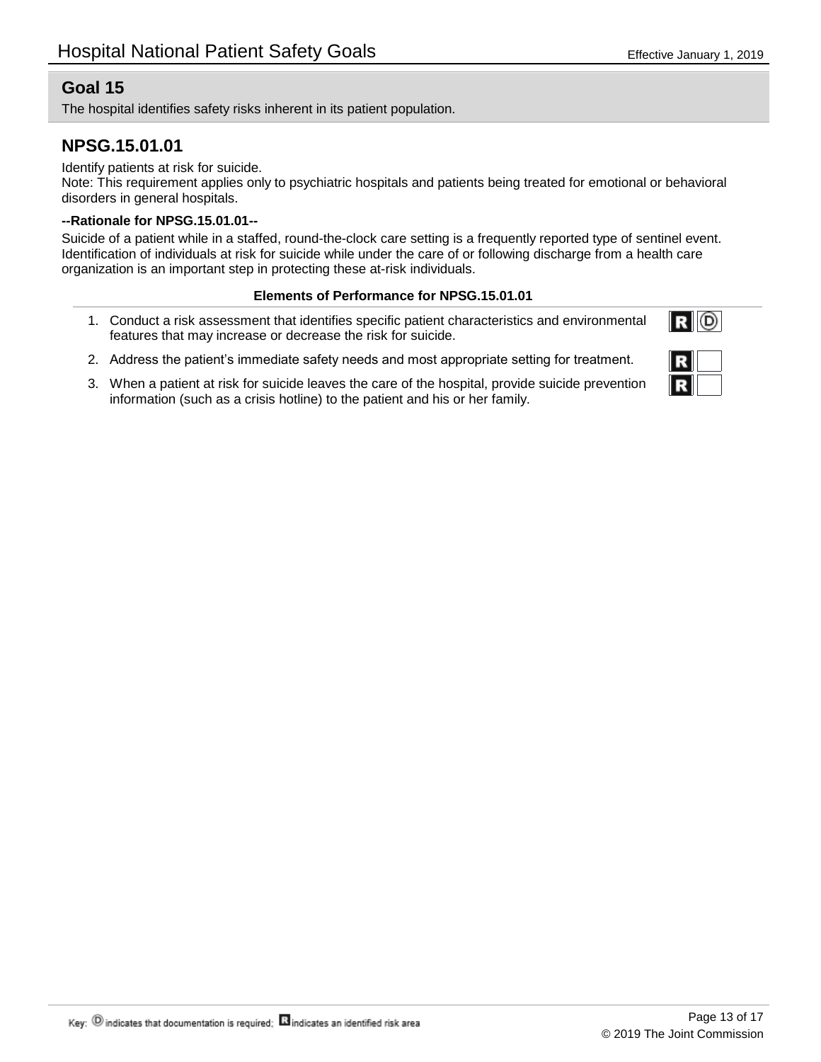## Goal 15

The hospital identifies safety risks inherent in its patient population.

## NPSG.15.01.01

Identify patients at risk for suicide.
Note: This requirement applies only to psychiatric hospitals and patients being treated for emotional or behavioral disorders in general hospitals.

**--Rationale for NPSG.15.01.01--**

Suicide of a patient while in a staffed, round-the-clock care setting is a frequently reported type of sentinel event. Identification of individuals at risk for suicide while under the care of or following discharge from a health care organization is an important step in protecting these at-risk individuals.

**Elements of Performance for NPSG.15.01.01**

1. Conduct a risk assessment that identifies specific patient characteristics and environmental features that may increase or decrease the risk for suicide. (R) (D)
2. Address the patient's immediate safety needs and most appropriate setting for treatment. (R)
3. When a patient at risk for suicide leaves the care of the hospital, provide suicide prevention information (such as a crisis hotline) to the patient and his or her family. (R)

Key: (D) indicates that documentation is required; (R) indicates an identified risk area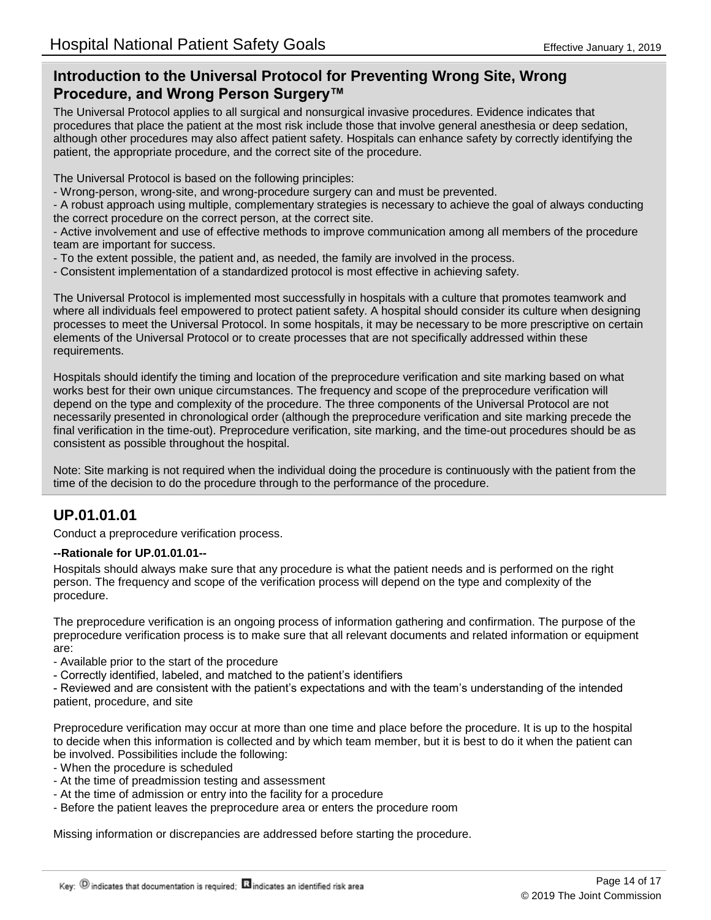## Introduction to the Universal Protocol for Preventing Wrong Site, Wrong Procedure, and Wrong Person Surgery™

The Universal Protocol applies to all surgical and nonsurgical invasive procedures. Evidence indicates that procedures that place the patient at the most risk include those that involve general anesthesia or deep sedation, although other procedures may also affect patient safety. Hospitals can enhance safety by correctly identifying the patient, the appropriate procedure, and the correct site of the procedure.

The Universal Protocol is based on the following principles:

- Wrong-person, wrong-site, and wrong-procedure surgery can and must be prevented.
- A robust approach using multiple, complementary strategies is necessary to achieve the goal of always conducting the correct procedure on the correct person, at the correct site.
- Active involvement and use of effective methods to improve communication among all members of the procedure team are important for success.
- To the extent possible, the patient and, as needed, the family are involved in the process.
- Consistent implementation of a standardized protocol is most effective in achieving safety.

The Universal Protocol is implemented most successfully in hospitals with a culture that promotes teamwork and where all individuals feel empowered to protect patient safety. A hospital should consider its culture when designing processes to meet the Universal Protocol. In some hospitals, it may be necessary to be more prescriptive on certain elements of the Universal Protocol or to create processes that are not specifically addressed within these requirements.

Hospitals should identify the timing and location of the preprocedure verification and site marking based on what works best for their own unique circumstances. The frequency and scope of the preprocedure verification will depend on the type and complexity of the procedure. The three components of the Universal Protocol are not necessarily presented in chronological order (although the preprocedure verification and site marking precede the final verification in the time-out). Preprocedure verification, site marking, and the time-out procedures should be as consistent as possible throughout the hospital.

Note: Site marking is not required when the individual doing the procedure is continuously with the patient from the time of the decision to do the procedure through to the performance of the procedure.

## UP.01.01.01

Conduct a preprocedure verification process.

**--Rationale for UP.01.01.01--**

Hospitals should always make sure that any procedure is what the patient needs and is performed on the right person. The frequency and scope of the verification process will depend on the type and complexity of the procedure.

The preprocedure verification is an ongoing process of information gathering and confirmation. The purpose of the preprocedure verification process is to make sure that all relevant documents and related information or equipment are:

- Available prior to the start of the procedure
- Correctly identified, labeled, and matched to the patient's identifiers
- Reviewed and are consistent with the patient's expectations and with the team's understanding of the intended patient, procedure, and site

Preprocedure verification may occur at more than one time and place before the procedure. It is up to the hospital to decide when this information is collected and by which team member, but it is best to do it when the patient can be involved. Possibilities include the following:

- When the procedure is scheduled
- At the time of preadmission testing and assessment
- At the time of admission or entry into the facility for a procedure
- Before the patient leaves the preprocedure area or enters the procedure room

Missing information or discrepancies are addressed before starting the procedure.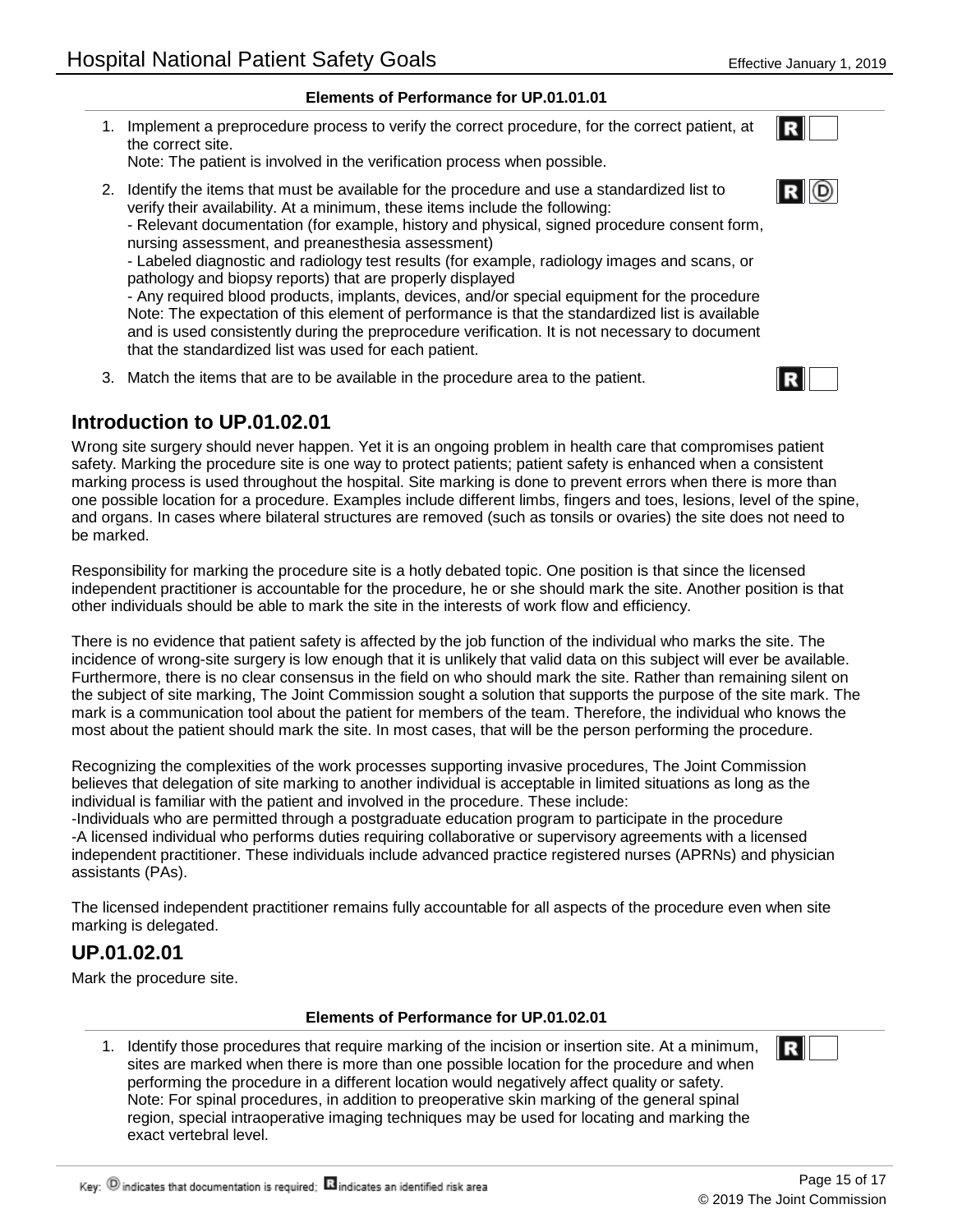**Elements of Performance for UP.01.01.01**

1. Implement a preprocedure process to verify the correct procedure, for the correct patient, at the correct site.
   Note: The patient is involved in the verification process when possible. **R**

2. Identify the items that must be available for the procedure and use a standardized list to verify their availability. At a minimum, these items include the following: **R** **D**
   - Relevant documentation (for example, history and physical, signed procedure consent form, nursing assessment, and preanesthesia assessment)
   - Labeled diagnostic and radiology test results (for example, radiology images and scans, or pathology and biopsy reports) that are properly displayed
   - Any required blood products, implants, devices, and/or special equipment for the procedure

   Note: The expectation of this element of performance is that the standardized list is available and is used consistently during the preprocedure verification. It is not necessary to document that the standardized list was used for each patient.

3. Match the items that are to be available in the procedure area to the patient. **R**

## Introduction to UP.01.02.01

Wrong site surgery should never happen. Yet it is an ongoing problem in health care that compromises patient safety. Marking the procedure site is one way to protect patients; patient safety is enhanced when a consistent marking process is used throughout the hospital. Site marking is done to prevent errors when there is more than one possible location for a procedure. Examples include different limbs, fingers and toes, lesions, level of the spine, and organs. In cases where bilateral structures are removed (such as tonsils or ovaries) the site does not need to be marked.

Responsibility for marking the procedure site is a hotly debated topic. One position is that since the licensed independent practitioner is accountable for the procedure, he or she should mark the site. Another position is that other individuals should be able to mark the site in the interests of work flow and efficiency.

There is no evidence that patient safety is affected by the job function of the individual who marks the site. The incidence of wrong-site surgery is low enough that it is unlikely that valid data on this subject will ever be available. Furthermore, there is no clear consensus in the field on who should mark the site. Rather than remaining silent on the subject of site marking, The Joint Commission sought a solution that supports the purpose of the site mark. The mark is a communication tool about the patient for members of the team. Therefore, the individual who knows the most about the patient should mark the site. In most cases, that will be the person performing the procedure.

Recognizing the complexities of the work processes supporting invasive procedures, The Joint Commission believes that delegation of site marking to another individual is acceptable in limited situations as long as the individual is familiar with the patient and involved in the procedure. These include:
-Individuals who are permitted through a postgraduate education program to participate in the procedure
-A licensed individual who performs duties requiring collaborative or supervisory agreements with a licensed independent practitioner. These individuals include advanced practice registered nurses (APRNs) and physician assistants (PAs).

The licensed independent practitioner remains fully accountable for all aspects of the procedure even when site marking is delegated.

## UP.01.02.01

Mark the procedure site.

**Elements of Performance for UP.01.02.01**

1. Identify those procedures that require marking of the incision or insertion site. At a minimum, sites are marked when there is more than one possible location for the procedure and when performing the procedure in a different location would negatively affect quality or safety. **R**
   Note: For spinal procedures, in addition to preoperative skin marking of the general spinal region, special intraoperative imaging techniques may be used for locating and marking the exact vertebral level.

Key: **D** indicates that documentation is required; **R** indicates an identified risk area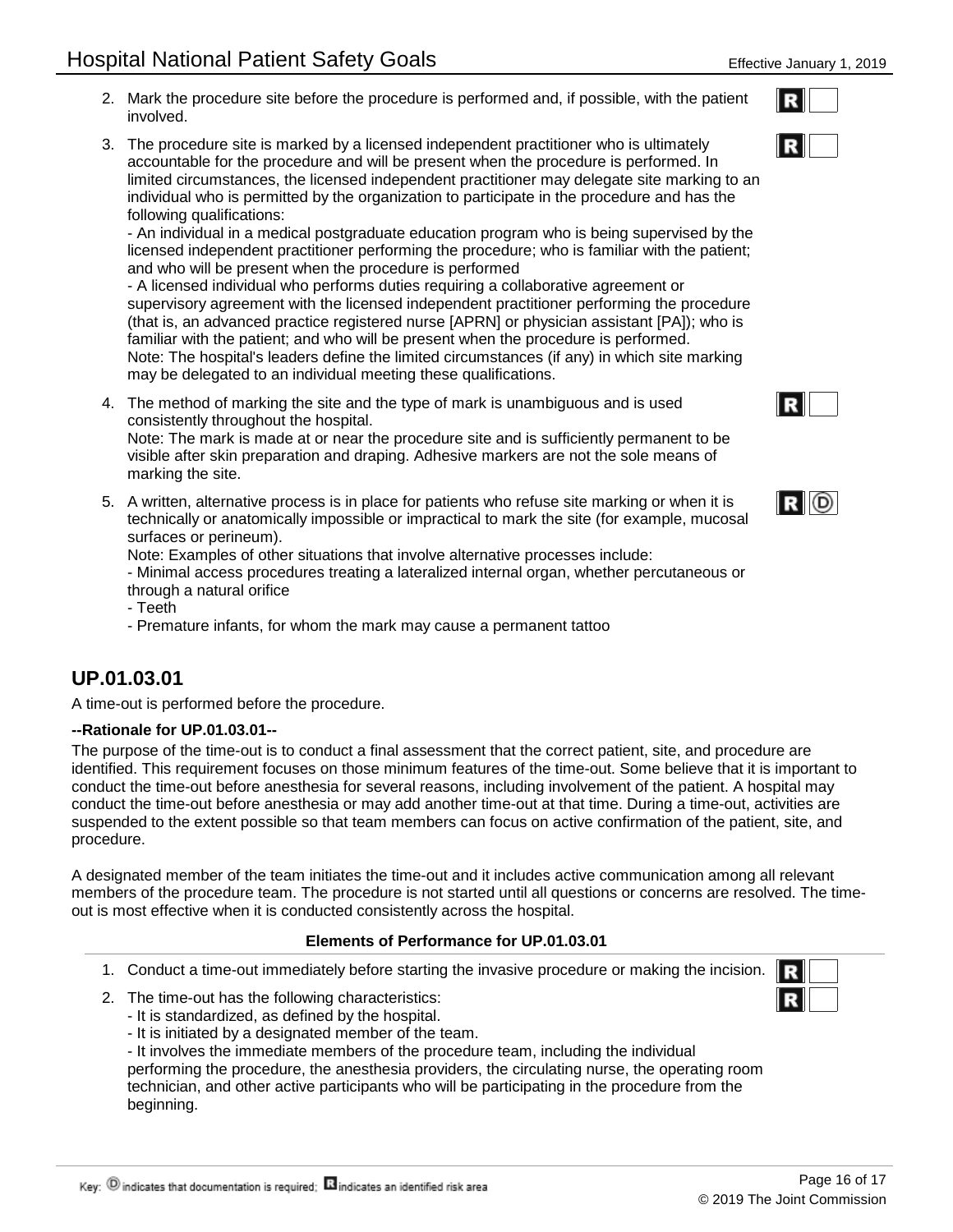2. Mark the procedure site before the procedure is performed and, if possible, with the patient involved. **R**

3. The procedure site is marked by a licensed independent practitioner who is ultimately accountable for the procedure and will be present when the procedure is performed. In limited circumstances, the licensed independent practitioner may delegate site marking to an individual who is permitted by the organization to participate in the procedure and has the following qualifications: **R**
   - An individual in a medical postgraduate education program who is being supervised by the licensed independent practitioner performing the procedure; who is familiar with the patient; and who will be present when the procedure is performed
   - A licensed individual who performs duties requiring a collaborative agreement or supervisory agreement with the licensed independent practitioner performing the procedure (that is, an advanced practice registered nurse [APRN] or physician assistant [PA]); who is familiar with the patient; and who will be present when the procedure is performed.

   Note: The hospital's leaders define the limited circumstances (if any) in which site marking may be delegated to an individual meeting these qualifications.

4. The method of marking the site and the type of mark is unambiguous and is used consistently throughout the hospital. **R**
   Note: The mark is made at or near the procedure site and is sufficiently permanent to be visible after skin preparation and draping. Adhesive markers are not the sole means of marking the site.

5. A written, alternative process is in place for patients who refuse site marking or when it is technically or anatomically impossible or impractical to mark the site (for example, mucosal surfaces or perineum). **R** **D**
   Note: Examples of other situations that involve alternative processes include:
   - Minimal access procedures treating a lateralized internal organ, whether percutaneous or through a natural orifice
   - Teeth
   - Premature infants, for whom the mark may cause a permanent tattoo

## UP.01.03.01

A time-out is performed before the procedure.

**--Rationale for UP.01.03.01--**

The purpose of the time-out is to conduct a final assessment that the correct patient, site, and procedure are identified. This requirement focuses on those minimum features of the time-out. Some believe that it is important to conduct the time-out before anesthesia for several reasons, including involvement of the patient. A hospital may conduct the time-out before anesthesia or may add another time-out at that time. During a time-out, activities are suspended to the extent possible so that team members can focus on active confirmation of the patient, site, and procedure.

A designated member of the team initiates the time-out and it includes active communication among all relevant members of the procedure team. The procedure is not started until all questions or concerns are resolved. The time-out is most effective when it is conducted consistently across the hospital.

**Elements of Performance for UP.01.03.01**

1. Conduct a time-out immediately before starting the invasive procedure or making the incision. **R**

2. The time-out has the following characteristics: **R**
   - It is standardized, as defined by the hospital.
   - It is initiated by a designated member of the team.
   - It involves the immediate members of the procedure team, including the individual performing the procedure, the anesthesia providers, the circulating nurse, the operating room technician, and other active participants who will be participating in the procedure from the beginning.

Key: D indicates that documentation is required; R indicates an identified risk area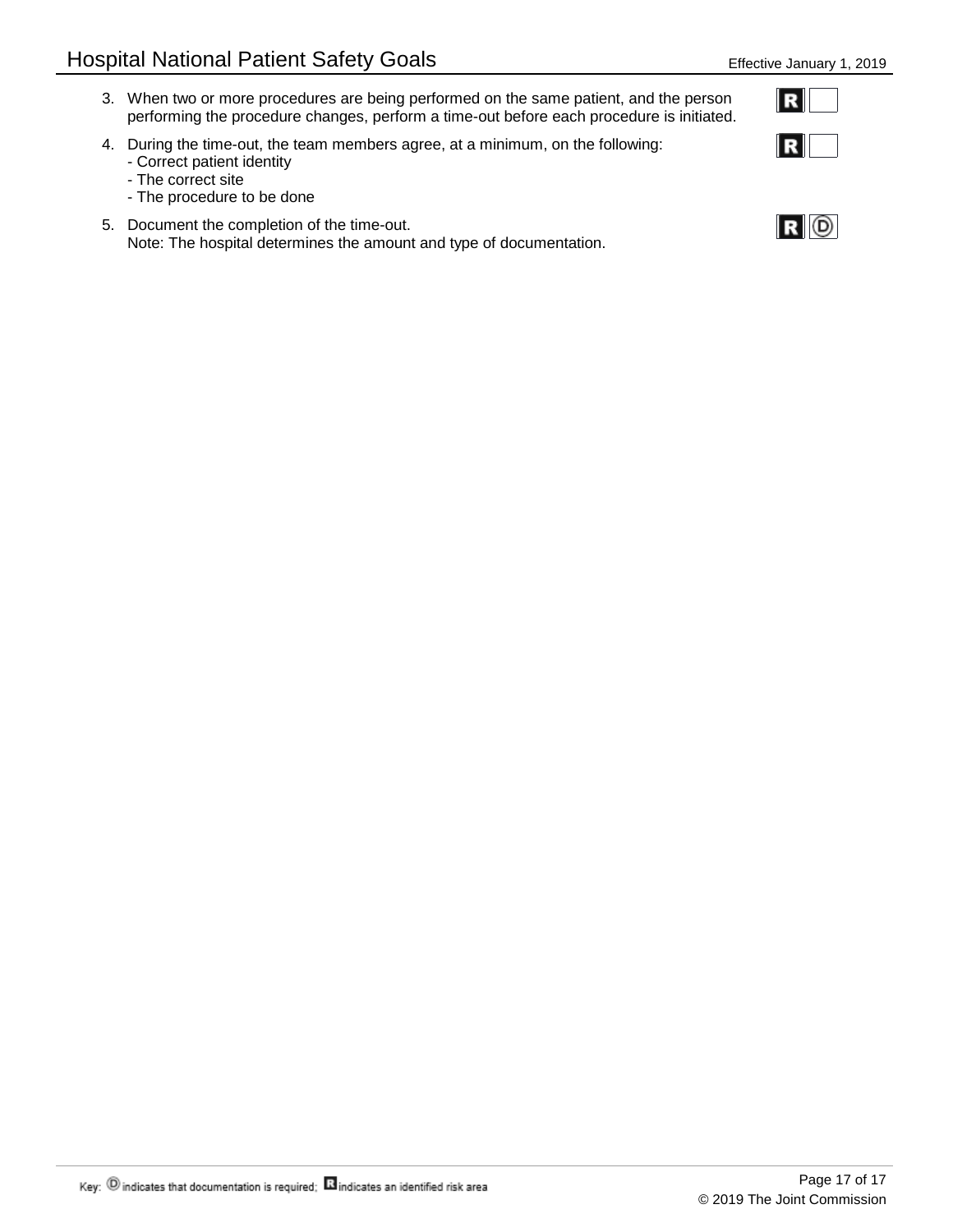3. When two or more procedures are being performed on the same patient, and the person performing the procedure changes, perform a time-out before each procedure is initiated. R

4. During the time-out, the team members agree, at a minimum, on the following:
   - Correct patient identity
   - The correct site
   - The procedure to be done

   R

5. Document the completion of the time-out.
   Note: The hospital determines the amount and type of documentation. R D

Key: D indicates that documentation is required; R indicates an identified risk area